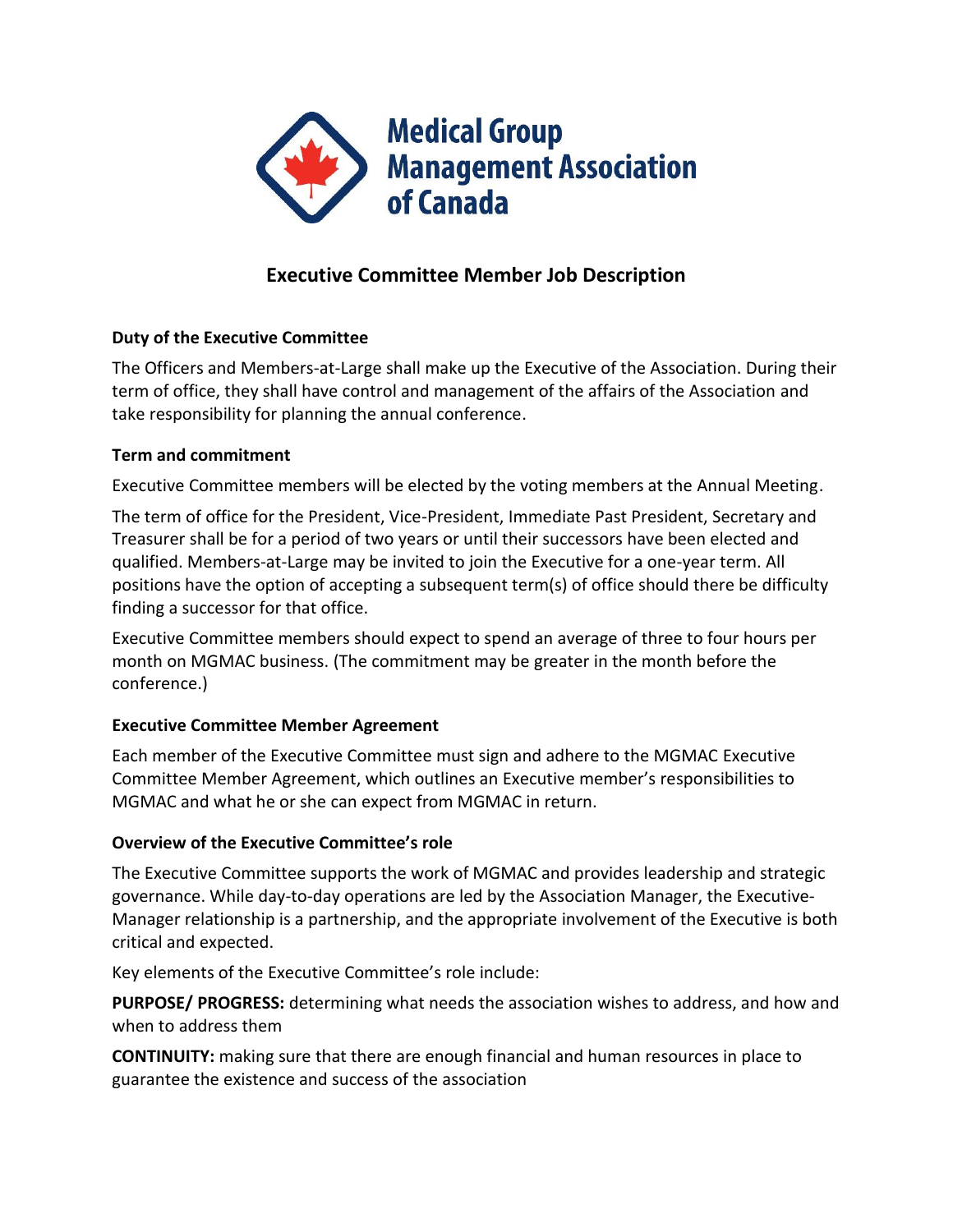Medical Group Management Association of Canada

# Executive Committee Member Job Description

### Duty of the Executive Committee

The Officers and Members-at-Large shall make up the Executive of the Association. During their term of office, they shall have control and management of the affairs of the Association and take responsibility for planning the annual conference.

### Term and commitment

Executive Committee members will be elected by the voting members at the Annual Meeting.

The term of office for the President, Vice-President, Immediate Past President, Secretary and Treasurer shall be for a period of two years or until their successors have been elected and qualified. Members-at-Large may be invited to join the Executive for a one-year term. All positions have the option of accepting a subsequent term(s) of office should there be difficulty finding a successor for that office.

Executive Committee members should expect to spend an average of three to four hours per month on MGMAC business. (The commitment may be greater in the month before the conference.)

### Executive Committee Member Agreement

Each member of the Executive Committee must sign and adhere to the MGMAC Executive Committee Member Agreement, which outlines an Executive member's responsibilities to MGMAC and what he or she can expect from MGMAC in return.

### Overview of the Executive Committee's role

The Executive Committee supports the work of MGMAC and provides leadership and strategic governance. While day-to-day operations are led by the Association Manager, the Executive-Manager relationship is a partnership, and the appropriate involvement of the Executive is both critical and expected.

Key elements of the Executive Committee's role include:

**PURPOSE/ PROGRESS:** determining what needs the association wishes to address, and how and when to address them

**CONTINUITY:** making sure that there are enough financial and human resources in place to guarantee the existence and success of the association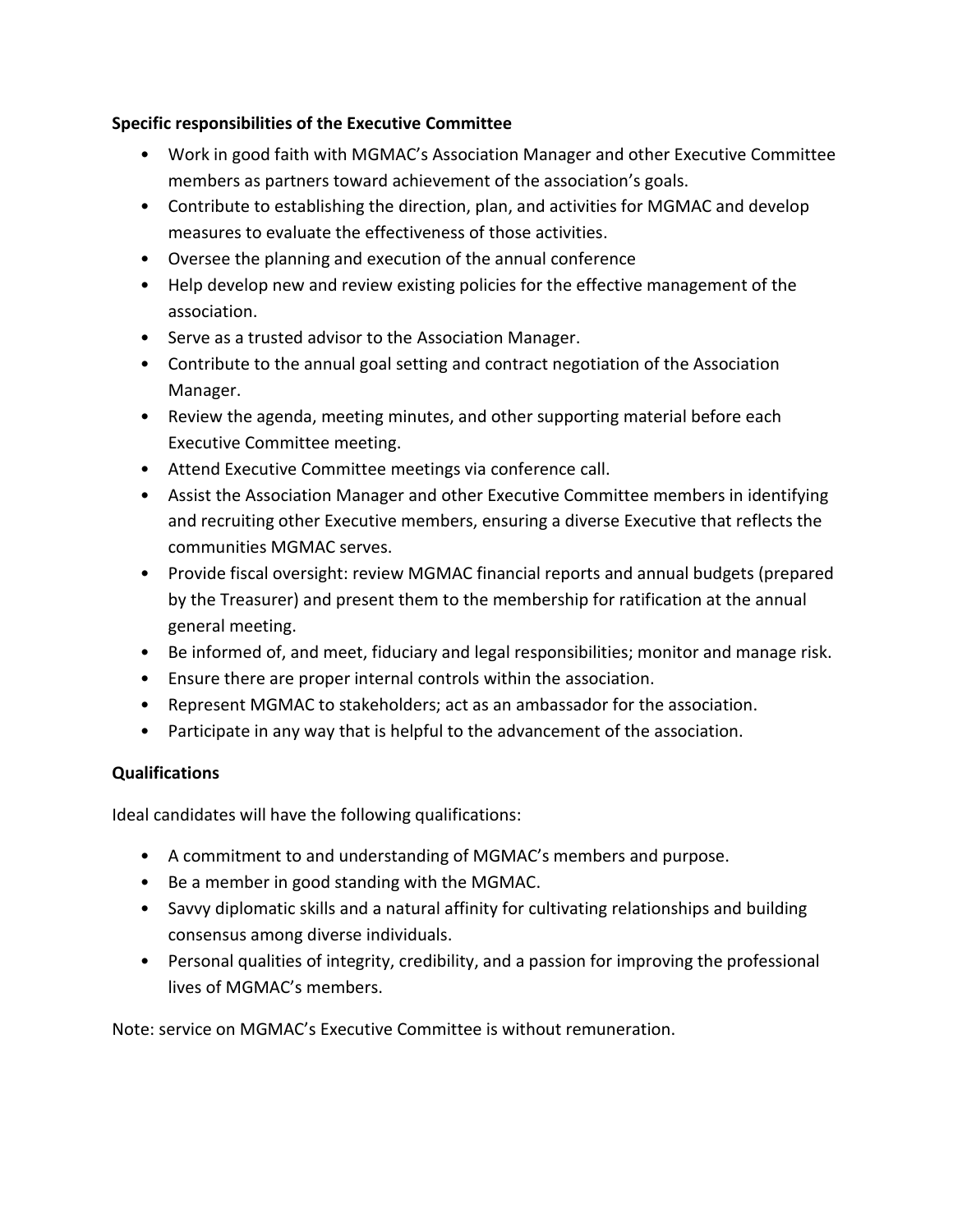**Specific responsibilities of the Executive Committee**

- Work in good faith with MGMAC's Association Manager and other Executive Committee members as partners toward achievement of the association's goals.
- Contribute to establishing the direction, plan, and activities for MGMAC and develop measures to evaluate the effectiveness of those activities.
- Oversee the planning and execution of the annual conference
- Help develop new and review existing policies for the effective management of the association.
- Serve as a trusted advisor to the Association Manager.
- Contribute to the annual goal setting and contract negotiation of the Association Manager.
- Review the agenda, meeting minutes, and other supporting material before each Executive Committee meeting.
- Attend Executive Committee meetings via conference call.
- Assist the Association Manager and other Executive Committee members in identifying and recruiting other Executive members, ensuring a diverse Executive that reflects the communities MGMAC serves.
- Provide fiscal oversight: review MGMAC financial reports and annual budgets (prepared by the Treasurer) and present them to the membership for ratification at the annual general meeting.
- Be informed of, and meet, fiduciary and legal responsibilities; monitor and manage risk.
- Ensure there are proper internal controls within the association.
- Represent MGMAC to stakeholders; act as an ambassador for the association.
- Participate in any way that is helpful to the advancement of the association.

**Qualifications**

Ideal candidates will have the following qualifications:

- A commitment to and understanding of MGMAC's members and purpose.
- Be a member in good standing with the MGMAC.
- Savvy diplomatic skills and a natural affinity for cultivating relationships and building consensus among diverse individuals.
- Personal qualities of integrity, credibility, and a passion for improving the professional lives of MGMAC's members.

Note: service on MGMAC's Executive Committee is without remuneration.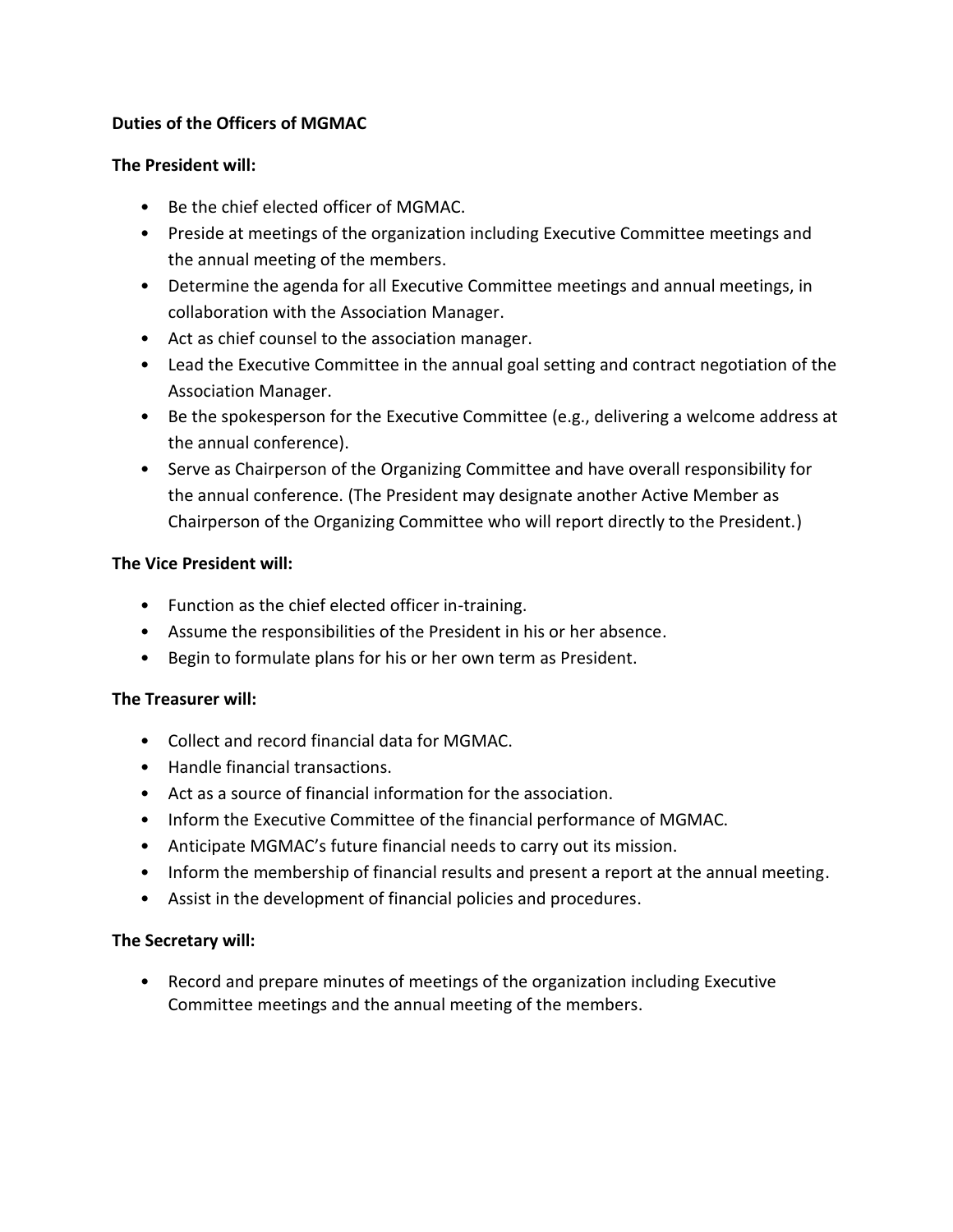**Duties of the Officers of MGMAC**

**The President will:**

- Be the chief elected officer of MGMAC.
- Preside at meetings of the organization including Executive Committee meetings and the annual meeting of the members.
- Determine the agenda for all Executive Committee meetings and annual meetings, in collaboration with the Association Manager.
- Act as chief counsel to the association manager.
- Lead the Executive Committee in the annual goal setting and contract negotiation of the Association Manager.
- Be the spokesperson for the Executive Committee (e.g., delivering a welcome address at the annual conference).
- Serve as Chairperson of the Organizing Committee and have overall responsibility for the annual conference. (The President may designate another Active Member as Chairperson of the Organizing Committee who will report directly to the President.)

**The Vice President will:**

- Function as the chief elected officer in-training.
- Assume the responsibilities of the President in his or her absence.
- Begin to formulate plans for his or her own term as President.

**The Treasurer will:**

- Collect and record financial data for MGMAC.
- Handle financial transactions.
- Act as a source of financial information for the association.
- Inform the Executive Committee of the financial performance of MGMAC.
- Anticipate MGMAC's future financial needs to carry out its mission.
- Inform the membership of financial results and present a report at the annual meeting.
- Assist in the development of financial policies and procedures.

**The Secretary will:**

- Record and prepare minutes of meetings of the organization including Executive Committee meetings and the annual meeting of the members.